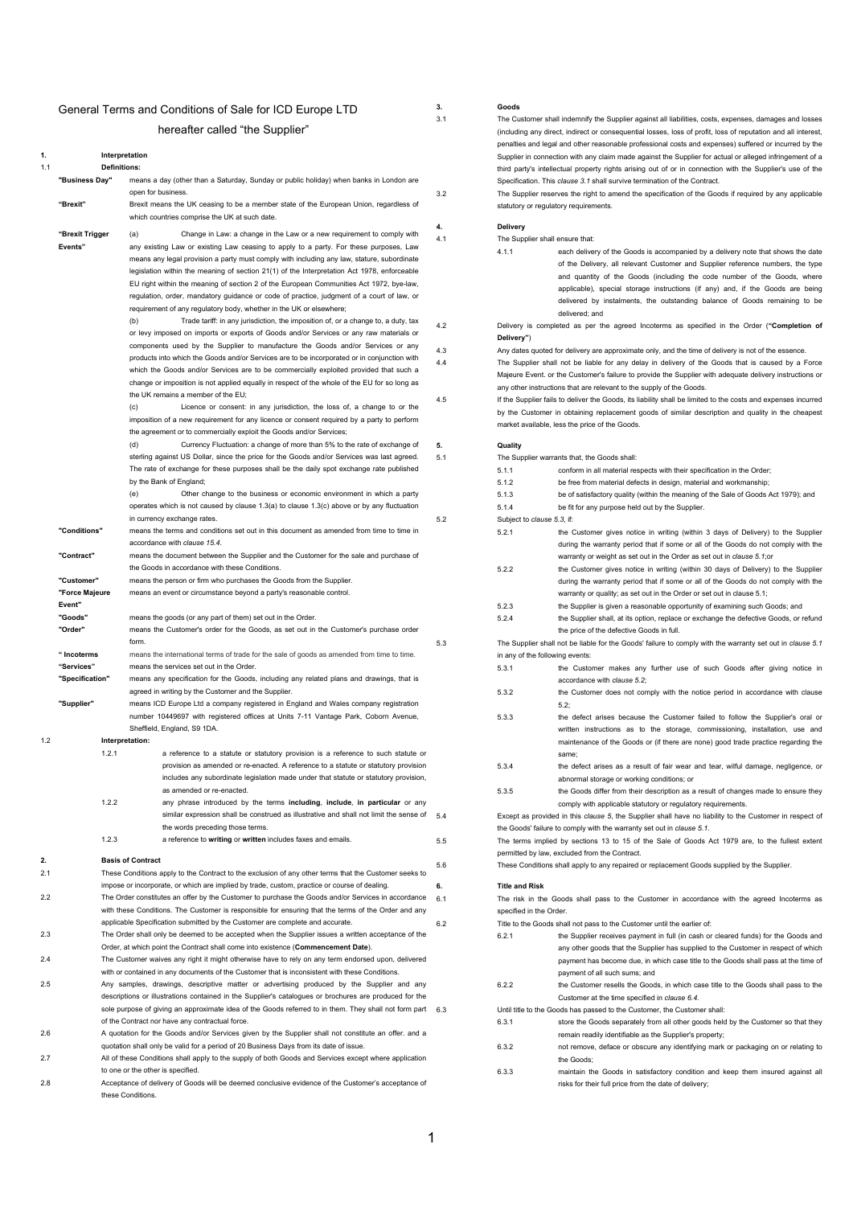# General Terms and Conditions of Sale for ICD Europe LTD

## hereafter called "the Supplier"

**1. Interpretation**

1.1 **Definitions:**

**"Business Day"** means a day (other than a Saturday, Sunday or public holiday) when banks in London are open for business.

**"Brexit"** Brexit means the UK ceasing to be a member state of the European Union, regardless of which countries comprise the UK at such date.

**"Brexit Trigger Events"**

(a) Change in Law: a change in the Law or a new requirement to comply with any existing Law or existing Law ceasing to apply to a party. For these purposes, Law means any legal provision a party must comply with including any law, stature, subordinate legislation within the meaning of section 21(1) of the Interpretation Act 1978, enforceable EU right within the meaning of section 2 of the European Communities Act 1972, bye-law, regulation, order, mandatory guidance or code of practice, judgment of a court of law, or requirement of any regulatory body, whether in the UK or elsewhere;

(b) Trade tariff: in any jurisdiction, the imposition of, or a change to, a duty, tax or levy imposed on imports or exports of Goods and/or Services or any raw materials or components used by the Supplier to manufacture the Goods and/or Services or any products into which the Goods and/or Services are to be incorporated or in conjunction with which the Goods and/or Services are to be commercially exploited provided that such a change or imposition is not applied equally in respect of the whole of the EU for so long as the UK remains a member of the EU;

(c) Licence or consent: in any jurisdiction, the loss of, a change to or the imposition of a new requirement for any licence or consent required by a party to perform the agreement or to commercially exploit the Goods and/or Services;

(d) Currency Fluctuation: a change of more than 5% to the rate of exchange of sterling against US Dollar, since the price for the Goods and/or Services was last agreed. The rate of exchange for these purposes shall be the daily spot exchange rate published by the Bank of England;

(e) Other change to the business or economic environment in which a party operates which is not caused by clause 1.3(a) to clause 1.3(c) above or by any fluctuation in currency exchange rates.

**"Conditions"** means the terms and conditions set out in this document as amended from time to time in accordance with *clause 15.4*.

**"Contract"** means the document between the Supplier and the Customer for the sale and purchase of the Goods in accordance with these Conditions.

**"Customer"** means the person or firm who purchases the Goods from the Supplier.

**"Force Majeure Event"** means an event or circumstance beyond a party's reasonable control.

**"Goods"** means the goods (or any part of them) set out in the Order.

**"Order"** means the Customer's order for the Goods, as set out in the Customer's purchase order form.

**" Incoterms** means the international terms of trade for the sale of goods as amended from time to time.

**"Services"** means the services set out in the Order.

**"Specification"** means any specification for the Goods, including any related plans and drawings, that is agreed in writing by the Customer and the Supplier.

**"Supplier"** means ICD Europe Ltd a company registered in England and Wales company registration number 10449697 with registered offices at Units 7-11 Vantage Park, Coborn Avenue, Sheffield, England, S9 1DA.

1.2 **Interpretation:**

1.2.1 a reference to a statute or statutory provision is a reference to such statute or provision as amended or re-enacted. A reference to a statute or statutory provision includes any subordinate legislation made under that statute or statutory provision, as amended or re-enacted.

1.2.2 any phrase introduced by the terms **including**, **include**, **in particular** or any similar expression shall be construed as illustrative and shall not limit the sense of the words preceding those terms.

1.2.3 a reference to **writing** or **written** includes faxes and emails.

**2. Basis of Contract**

2.1 These Conditions apply to the Contract to the exclusion of any other terms that the Customer seeks to impose or incorporate, or which are implied by trade, custom, practice or course of dealing.

2.2 The Order constitutes an offer by the Customer to purchase the Goods and/or Services in accordance with these Conditions. The Customer is responsible for ensuring that the terms of the Order and any applicable Specification submitted by the Customer are complete and accurate.

2.3 The Order shall only be deemed to be accepted when the Supplier issues a written acceptance of the Order, at which point the Contract shall come into existence (**Commencement Date**).

2.4 The Customer waives any right it might otherwise have to rely on any term endorsed upon, delivered with or contained in any documents of the Customer that is inconsistent with these Conditions.

2.5 Any samples, drawings, descriptive matter or advertising produced by the Supplier and any descriptions or illustrations contained in the Supplier's catalogues or brochures are produced for the sole purpose of giving an approximate idea of the Goods referred to in them. They shall not form part of the Contract nor have any contractual force.

2.6 A quotation for the Goods and/or Services given by the Supplier shall not constitute an offer. and a quotation shall only be valid for a period of 20 Business Days from its date of issue.

2.7 All of these Conditions shall apply to the supply of both Goods and Services except where application to one or the other is specified.

2.8 Acceptance of delivery of Goods will be deemed conclusive evidence of the Customer's acceptance of these Conditions.

**3. Goods**

3.1 The Customer shall indemnify the Supplier against all liabilities, costs, expenses, damages and losses (including any direct, indirect or consequential losses, loss of profit, loss of reputation and all interest, penalties and legal and other reasonable professional costs and expenses) suffered or incurred by the Supplier in connection with any claim made against the Supplier for actual or alleged infringement of a third party's intellectual property rights arising out of or in connection with the Supplier's use of the Specification. This *clause 3.1* shall survive termination of the Contract.

3.2 The Supplier reserves the right to amend the specification of the Goods if required by any applicable statutory or regulatory requirements.

**4. Delivery**

4.1 The Supplier shall ensure that:

4.1.1 each delivery of the Goods is accompanied by a delivery note that shows the date of the Delivery, all relevant Customer and Supplier reference numbers, the type and quantity of the Goods (including the code number of the Goods, where applicable), special storage instructions (if any) and, if the Goods are being delivered by instalments, the outstanding balance of Goods remaining to be delivered; and

4.2 Delivery is completed as per the agreed Incoterms as specified in the Order (**"Completion of Delivery"**)

4.3 Any dates quoted for delivery are approximate only, and the time of delivery is not of the essence.

4.4 The Supplier shall not be liable for any delay in delivery of the Goods that is caused by a Force Majeure Event. or the Customer's failure to provide the Supplier with adequate delivery instructions or any other instructions that are relevant to the supply of the Goods.

4.5 If the Supplier fails to deliver the Goods, its liability shall be limited to the costs and expenses incurred by the Customer in obtaining replacement goods of similar description and quality in the cheapest market available, less the price of the Goods.

**5. Quality**

5.1 The Supplier warrants that, the Goods shall:

5.1.1 conform in all material respects with their specification in the Order;

5.1.2 be free from material defects in design, material and workmanship;

5.1.3 be of satisfactory quality (within the meaning of the Sale of Goods Act 1979); and

5.1.4 be fit for any purpose held out by the Supplier.

5.2 Subject to *clause 5.3*, if:

5.2.1 the Customer gives notice in writing (within 3 days of Delivery) to the Supplier during the warranty period that if some or all of the Goods do not comply with the warranty or weight as set out in the Order as set out in *clause 5.1*;or

5.2.2 the Customer gives notice in writing (within 30 days of Delivery) to the Supplier during the warranty period that if some or all of the Goods do not comply with the warranty or quality; as set out in the Order or set out in clause 5.1;

5.2.3 the Supplier is given a reasonable opportunity of examining such Goods; and

5.2.4 the Supplier shall, at its option, replace or exchange the defective Goods, or refund the price of the defective Goods in full.

5.3 The Supplier shall not be liable for the Goods' failure to comply with the warranty set out in *clause 5.1* in any of the following events:

5.3.1 the Customer makes any further use of such Goods after giving notice in accordance with *clause 5.2*;

5.3.2 the Customer does not comply with the notice period in accordance with clause 5.2;

5.3.3 the defect arises because the Customer failed to follow the Supplier's oral or written instructions as to the storage, commissioning, installation, use and maintenance of the Goods or (if there are none) good trade practice regarding the same;

5.3.4 the defect arises as a result of fair wear and tear, wilful damage, negligence, or abnormal storage or working conditions; or

5.3.5 the Goods differ from their description as a result of changes made to ensure they comply with applicable statutory or regulatory requirements.

5.4 Except as provided in this *clause 5*, the Supplier shall have no liability to the Customer in respect of the Goods' failure to comply with the warranty set out in *clause 5.1*.

5.5 The terms implied by sections 13 to 15 of the Sale of Goods Act 1979 are, to the fullest extent permitted by law, excluded from the Contract.

5.6 These Conditions shall apply to any repaired or replacement Goods supplied by the Supplier.

**6. Title and Risk**

6.1 The risk in the Goods shall pass to the Customer in accordance with the agreed Incoterms as specified in the Order.

6.2 Title to the Goods shall not pass to the Customer until the earlier of:

6.2.1 the Supplier receives payment in full (in cash or cleared funds) for the Goods and any other goods that the Supplier has supplied to the Customer in respect of which payment has become due, in which case title to the Goods shall pass at the time of payment of all such sums; and

6.2.2 the Customer resells the Goods, in which case title to the Goods shall pass to the Customer at the time specified in *clause 6.4*.

6.3 Until title to the Goods has passed to the Customer, the Customer shall:

6.3.1 store the Goods separately from all other goods held by the Customer so that they remain readily identifiable as the Supplier's property;

6.3.2 not remove, deface or obscure any identifying mark or packaging on or relating to the Goods;

6.3.3 maintain the Goods in satisfactory condition and keep them insured against all risks for their full price from the date of delivery;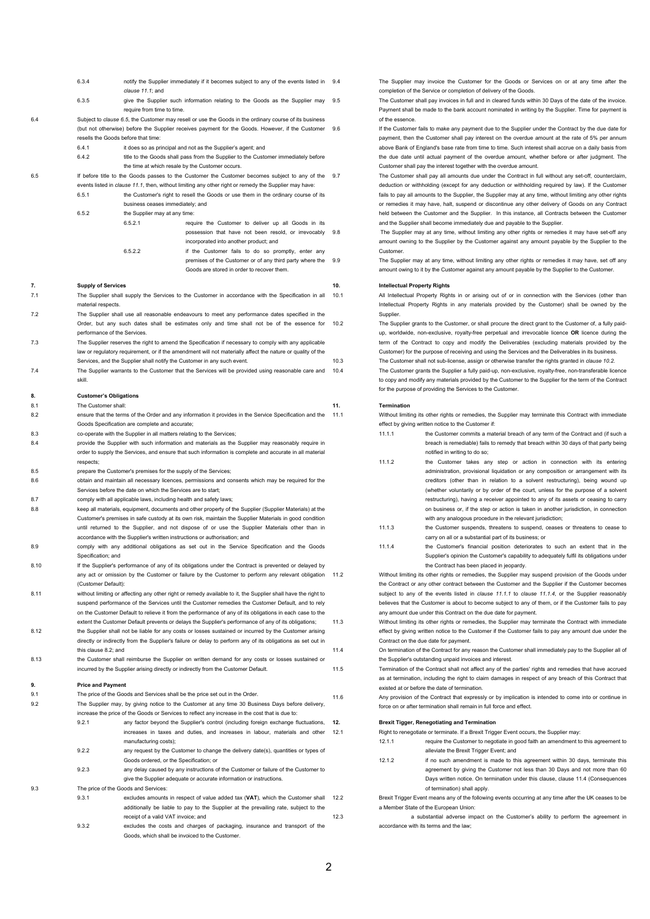6.3.4 notify the Supplier immediately if it becomes subject to any of the events listed in *clause 11.1*; and

6.3.5 give the Supplier such information relating to the Goods as the Supplier may require from time to time.

6.4 Subject to *clause 6.5*, the Customer may resell or use the Goods in the ordinary course of its business (but not otherwise) before the Supplier receives payment for the Goods. However, if the Customer resells the Goods before that time:

6.4.1 it does so as principal and not as the Supplier's agent; and

6.4.2 title to the Goods shall pass from the Supplier to the Customer immediately before the time at which resale by the Customer occurs.

6.5 If before title to the Goods passes to the Customer the Customer becomes subject to any of the events listed in *clause 11.1*, then, without limiting any other right or remedy the Supplier may have:

6.5.1 the Customer's right to resell the Goods or use them in the ordinary course of its business ceases immediately; and

6.5.2 the Supplier may at any time:

6.5.2.1 require the Customer to deliver up all Goods in its possession that have not been resold, or irrevocably incorporated into another product; and

6.5.2.2 if the Customer fails to do so promptly, enter any premises of the Customer or of any third party where the Goods are stored in order to recover them.

## 7. Supply of Services

7.1 The Supplier shall supply the Services to the Customer in accordance with the Specification in all material respects.

7.2 The Supplier shall use all reasonable endeavours to meet any performance dates specified in the Order, but any such dates shall be estimates only and time shall not be of the essence for performance of the Services.

7.3 The Supplier reserves the right to amend the Specification if necessary to comply with any applicable law or regulatory requirement, or if the amendment will not materially affect the nature or quality of the Services, and the Supplier shall notify the Customer in any such event.

7.4 The Supplier warrants to the Customer that the Services will be provided using reasonable care and skill.

## 8. Customer's Obligations

8.1 The Customer shall:

8.2 ensure that the terms of the Order and any information it provides in the Service Specification and the Goods Specification are complete and accurate;

8.3 co-operate with the Supplier in all matters relating to the Services;

8.4 provide the Supplier with such information and materials as the Supplier may reasonably require in order to supply the Services, and ensure that such information is complete and accurate in all material respects;

8.5 prepare the Customer's premises for the supply of the Services;

8.6 obtain and maintain all necessary licences, permissions and consents which may be required for the Services before the date on which the Services are to start;

8.7 comply with all applicable laws, including health and safety laws;

8.8 keep all materials, equipment, documents and other property of the Supplier (Supplier Materials) at the Customer's premises in safe custody at its own risk, maintain the Supplier Materials in good condition until returned to the Supplier, and not dispose of or use the Supplier Materials other than in accordance with the Supplier's written instructions or authorisation; and

8.9 comply with any additional obligations as set out in the Service Specification and the Goods Specification; and

8.10 If the Supplier's performance of any of its obligations under the Contract is prevented or delayed by any act or omission by the Customer or failure by the Customer to perform any relevant obligation (Customer Default):

8.11 without limiting or affecting any other right or remedy available to it, the Supplier shall have the right to suspend performance of the Services until the Customer remedies the Customer Default, and to rely on the Customer Default to relieve it from the performance of any of its obligations in each case to the extent the Customer Default prevents or delays the Supplier's performance of any of its obligations;

8.12 the Supplier shall not be liable for any costs or losses sustained or incurred by the Customer arising directly or indirectly from the Supplier's failure or delay to perform any of its obligations as set out in this clause 8.2; and

8.13 the Customer shall reimburse the Supplier on written demand for any costs or losses sustained or incurred by the Supplier arising directly or indirectly from the Customer Default.

## 9. Price and Payment

9.1 The price of the Goods and Services shall be the price set out in the Order.

9.2 The Supplier may, by giving notice to the Customer at any time 30 Business Days before delivery, increase the price of the Goods or Services to reflect any increase in the cost that is due to:

9.2.1 any factor beyond the Supplier's control (including foreign exchange fluctuations, increases in taxes and duties, and increases in labour, materials and other manufacturing costs);

9.2.2 any request by the Customer to change the delivery date(s), quantities or types of Goods ordered, or the Specification; or

9.2.3 any delay caused by any instructions of the Customer or failure of the Customer to give the Supplier adequate or accurate information or instructions.

9.3 The price of the Goods and Services:

9.3.1 excludes amounts in respect of value added tax (**VAT**), which the Customer shall additionally be liable to pay to the Supplier at the prevailing rate, subject to the receipt of a valid VAT invoice; and

9.3.2 excludes the costs and charges of packaging, insurance and transport of the Goods, which shall be invoiced to the Customer.

9.4 The Supplier may invoice the Customer for the Goods or Services on or at any time after the completion of the Service or completion of delivery of the Goods.

9.5 The Customer shall pay invoices in full and in cleared funds within 30 Days of the date of the invoice. Payment shall be made to the bank account nominated in writing by the Supplier. Time for payment is of the essence.

9.6 If the Customer fails to make any payment due to the Supplier under the Contract by the due date for payment, then the Customer shall pay interest on the overdue amount at the rate of 5% per annum above Bank of England's base rate from time to time. Such interest shall accrue on a daily basis from the due date until actual payment of the overdue amount, whether before or after judgment. The Customer shall pay the interest together with the overdue amount.

9.7 The Customer shall pay all amounts due under the Contract in full without any set-off, counterclaim, deduction or withholding (except for any deduction or withholding required by law). If the Customer fails to pay all amounts to the Supplier, the Supplier may at any time, without limiting any other rights or remedies it may have, halt, suspend or discontinue any other delivery of Goods on any Contract held between the Customer and the Supplier. In this instance, all Contracts between the Customer and the Supplier shall become immediately due and payable to the Supplier.

9.8 The Supplier may at any time, without limiting any other rights or remedies it may have set-off any amount owning to the Supplier by the Customer against any amount payable by the Supplier to the Customer.

9.9 The Supplier may at any time, without limiting any other rights or remedies it may have, set off any amount owing to it by the Customer against any amount payable by the Supplier to the Customer.

## 10. Intellectual Property Rights

10.1 All Intellectual Property Rights in or arising out of or in connection with the Services (other than Intellectual Property Rights in any materials provided by the Customer) shall be owned by the Supplier.

10.2 The Supplier grants to the Customer, or shall procure the direct grant to the Customer of, a fully paid-up, worldwide, non-exclusive, royalty-free perpetual and irrevocable licence **OR** licence during the term of the Contract to copy and modify the Deliverables (excluding materials provided by the Customer) for the purpose of receiving and using the Services and the Deliverables in its business.

10.3 The Customer shall not sub-license, assign or otherwise transfer the rights granted in *clause 10.2*.

10.4 The Customer grants the Supplier a fully paid-up, non-exclusive, royalty-free, non-transferable licence to copy and modify any materials provided by the Customer to the Supplier for the term of the Contract for the purpose of providing the Services to the Customer.

## 11. Termination

11.1 Without limiting its other rights or remedies, the Supplier may terminate this Contract with immediate effect by giving written notice to the Customer if:

11.1.1 the Customer commits a material breach of any term of the Contract and (if such a breach is remediable) fails to remedy that breach within 30 days of that party being notified in writing to do so;

11.1.2 the Customer takes any step or action in connection with its entering administration, provisional liquidation or any composition or arrangement with its creditors (other than in relation to a solvent restructuring), being wound up (whether voluntarily or by order of the court, unless for the purpose of a solvent restructuring), having a receiver appointed to any of its assets or ceasing to carry on business or, if the step or action is taken in another jurisdiction, in connection with any analogous procedure in the relevant jurisdiction;

11.1.3 the Customer suspends, threatens to suspend, ceases or threatens to cease to carry on all or a substantial part of its business; or

11.1.4 the Customer's financial position deteriorates to such an extent that in the Supplier's opinion the Customer's capability to adequately fulfil its obligations under the Contract has been placed in jeopardy.

11.2 Without limiting its other rights or remedies, the Supplier may suspend provision of the Goods under the Contract or any other contract between the Customer and the Supplier if the Customer becomes subject to any of the events listed in *clause 11.1.1* to *clause 11.1.4*, or the Supplier reasonably believes that the Customer is about to become subject to any of them, or if the Customer fails to pay any amount due under this Contract on the due date for payment.

11.3 Without limiting its other rights or remedies, the Supplier may terminate the Contract with immediate effect by giving written notice to the Customer if the Customer fails to pay any amount due under the Contract on the due date for payment.

11.4 On termination of the Contract for any reason the Customer shall immediately pay to the Supplier all of the Supplier's outstanding unpaid invoices and interest.

11.5 Termination of the Contract shall not affect any of the parties' rights and remedies that have accrued as at termination, including the right to claim damages in respect of any breach of this Contract that existed at or before the date of termination.

11.6 Any provision of the Contract that expressly or by implication is intended to come into or continue in force on or after termination shall remain in full force and effect.

## 12. Brexit Trigger, Renegotiating and Termination

12.1 Right to renegotiate or terminate. If a Brexit Trigger Event occurs, the Supplier may:

12.1.1 require the Customer to negotiate in good faith an amendment to this agreement to alleviate the Brexit Trigger Event; and

12.1.2 if no such amendment is made to this agreement within 30 days, terminate this agreement by giving the Customer not less than 30 Days and not more than 60 Days written notice. On termination under this clause, clause 11.4 (Consequences of termination) shall apply.

12.2 Brexit Trigger Event means any of the following events occurring at any time after the UK ceases to be a Member State of the European Union:

12.3 a substantial adverse impact on the Customer's ability to perform the agreement in accordance with its terms and the law;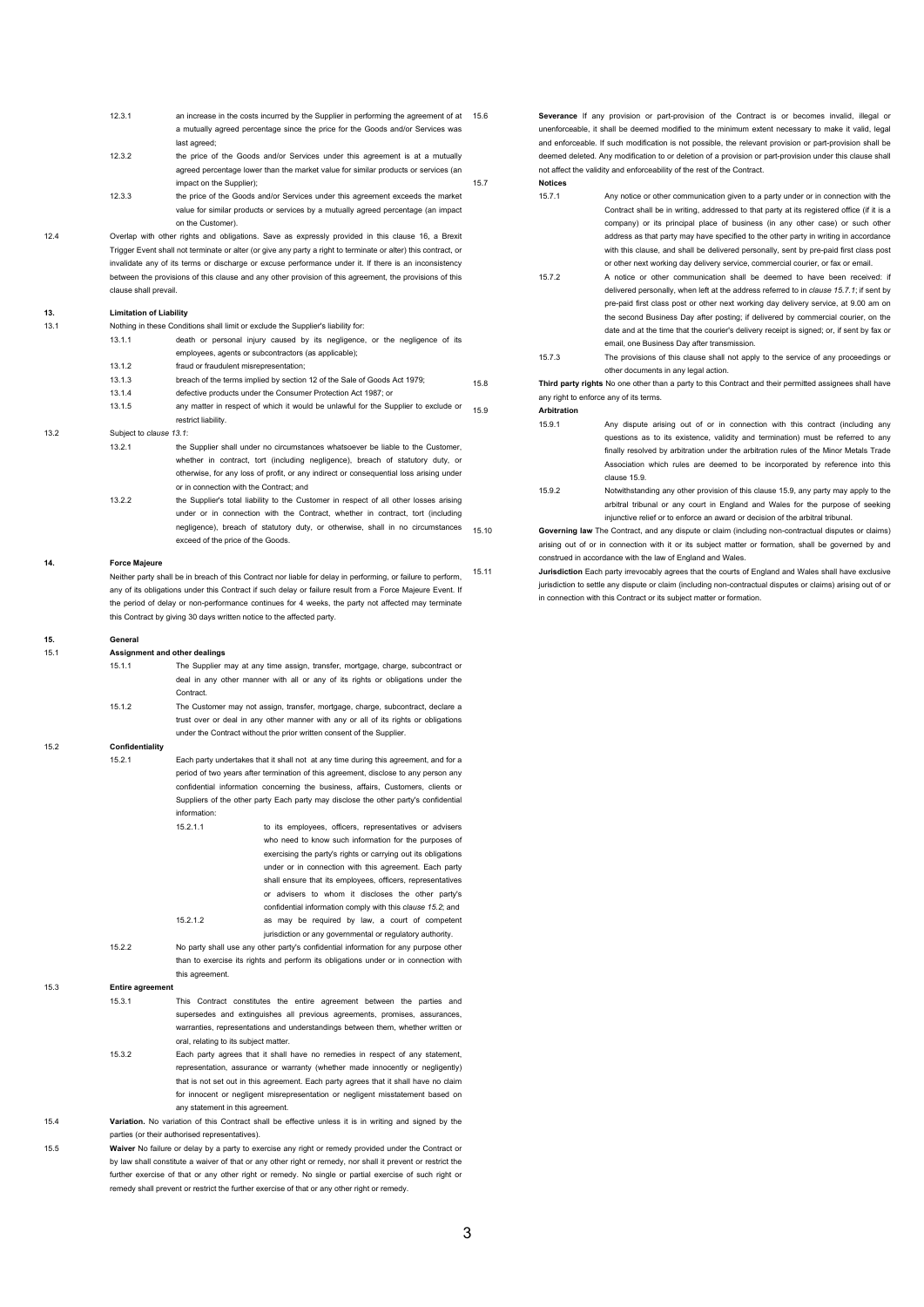12.3.1 an increase in the costs incurred by the Supplier in performing the agreement of at a mutually agreed percentage since the price for the Goods and/or Services was last agreed;

12.3.2 the price of the Goods and/or Services under this agreement is at a mutually agreed percentage lower than the market value for similar products or services (an impact on the Supplier);

12.3.3 the price of the Goods and/or Services under this agreement exceeds the market value for similar products or services by a mutually agreed percentage (an impact on the Customer).

12.4 Overlap with other rights and obligations. Save as expressly provided in this clause 16, a Brexit Trigger Event shall not terminate or alter (or give any party a right to terminate or alter) this contract, or invalidate any of its terms or discharge or excuse performance under it. If there is an inconsistency between the provisions of this clause and any other provision of this agreement, the provisions of this clause shall prevail.

## 13. Limitation of Liability

13.1 Nothing in these Conditions shall limit or exclude the Supplier's liability for:

13.1.1 death or personal injury caused by its negligence, or the negligence of its employees, agents or subcontractors (as applicable);

13.1.2 fraud or fraudulent misrepresentation;

13.1.3 breach of the terms implied by section 12 of the Sale of Goods Act 1979;

13.1.4 defective products under the Consumer Protection Act 1987; or

13.1.5 any matter in respect of which it would be unlawful for the Supplier to exclude or restrict liability.

13.2 Subject to *clause 13.1*:

13.2.1 the Supplier shall under no circumstances whatsoever be liable to the Customer, whether in contract, tort (including negligence), breach of statutory duty, or otherwise, for any loss of profit, or any indirect or consequential loss arising under or in connection with the Contract; and

13.2.2 the Supplier's total liability to the Customer in respect of all other losses arising under or in connection with the Contract, whether in contract, tort (including negligence), breach of statutory duty, or otherwise, shall in no circumstances exceed of the price of the Goods.

## 14. Force Majeure

Neither party shall be in breach of this Contract nor liable for delay in performing, or failure to perform, any of its obligations under this Contract if such delay or failure result from a Force Majeure Event. If the period of delay or non-performance continues for 4 weeks, the party not affected may terminate this Contract by giving 30 days written notice to the affected party.

## 15. General

### 15.1 Assignment and other dealings

15.1.1 The Supplier may at any time assign, transfer, mortgage, charge, subcontract or deal in any other manner with all or any of its rights or obligations under the Contract.

15.1.2 The Customer may not assign, transfer, mortgage, charge, subcontract, declare a trust over or deal in any other manner with any or all of its rights or obligations under the Contract without the prior written consent of the Supplier.

### 15.2 Confidentiality

15.2.1 Each party undertakes that it shall not at any time during this agreement, and for a period of two years after termination of this agreement, disclose to any person any confidential information concerning the business, affairs, Customers, clients or Suppliers of the other party Each party may disclose the other party's confidential information:

15.2.1.1 to its employees, officers, representatives or advisers who need to know such information for the purposes of exercising the party's rights or carrying out its obligations under or in connection with this agreement. Each party shall ensure that its employees, officers, representatives or advisers to whom it discloses the other party's confidential information comply with this *clause 15.2*; and

15.2.1.2 as may be required by law, a court of competent jurisdiction or any governmental or regulatory authority.

15.2.2 No party shall use any other party's confidential information for any purpose other than to exercise its rights and perform its obligations under or in connection with this agreement.

### 15.3 Entire agreement

15.3.1 This Contract constitutes the entire agreement between the parties and supersedes and extinguishes all previous agreements, promises, assurances, warranties, representations and understandings between them, whether written or oral, relating to its subject matter.

15.3.2 Each party agrees that it shall have no remedies in respect of any statement, representation, assurance or warranty (whether made innocently or negligently) that is not set out in this agreement. Each party agrees that it shall have no claim for innocent or negligent misrepresentation or negligent misstatement based on any statement in this agreement.

15.4 **Variation.** No variation of this Contract shall be effective unless it is in writing and signed by the parties (or their authorised representatives).

15.5 **Waiver** No failure or delay by a party to exercise any right or remedy provided under the Contract or by law shall constitute a waiver of that or any other right or remedy, nor shall it prevent or restrict the further exercise of that or any other right or remedy. No single or partial exercise of such right or remedy shall prevent or restrict the further exercise of that or any other right or remedy.

15.6 **Severance** If any provision or part-provision of the Contract is or becomes invalid, illegal or unenforceable, it shall be deemed modified to the minimum extent necessary to make it valid, legal and enforceable. If such modification is not possible, the relevant provision or part-provision shall be deemed deleted. Any modification to or deletion of a provision or part-provision under this clause shall not affect the validity and enforceability of the rest of the Contract.

### 15.7 Notices

15.7.1 Any notice or other communication given to a party under or in connection with the Contract shall be in writing, addressed to that party at its registered office (if it is a company) or its principal place of business (in any other case) or such other address as that party may have specified to the other party in writing in accordance with this clause, and shall be delivered personally, sent by pre-paid first class post or other next working day delivery service, commercial courier, or fax or email.

15.7.2 A notice or other communication shall be deemed to have been received: if delivered personally, when left at the address referred to in *clause 15.7.1*; if sent by pre-paid first class post or other next working day delivery service, at 9.00 am on the second Business Day after posting; if delivered by commercial courier, on the date and at the time that the courier's delivery receipt is signed; or, if sent by fax or email, one Business Day after transmission.

15.7.3 The provisions of this clause shall not apply to the service of any proceedings or other documents in any legal action.

15.8 **Third party rights** No one other than a party to this Contract and their permitted assignees shall have any right to enforce any of its terms.

### 15.9 Arbitration

15.9.1 Any dispute arising out of or in connection with this contract (including any questions as to its existence, validity and termination) must be referred to any finally resolved by arbitration under the arbitration rules of the Minor Metals Trade Association which rules are deemed to be incorporated by reference into this clause 15.9.

15.9.2 Notwithstanding any other provision of this clause 15.9, any party may apply to the arbitral tribunal or any court in England and Wales for the purpose of seeking injunctive relief or to enforce an award or decision of the arbitral tribunal.

15.10 **Governing law** The Contract, and any dispute or claim (including non-contractual disputes or claims) arising out of or in connection with it or its subject matter or formation, shall be governed by and construed in accordance with the law of England and Wales.

15.11 **Jurisdiction** Each party irrevocably agrees that the courts of England and Wales shall have exclusive jurisdiction to settle any dispute or claim (including non-contractual disputes or claims) arising out of or in connection with this Contract or its subject matter or formation.